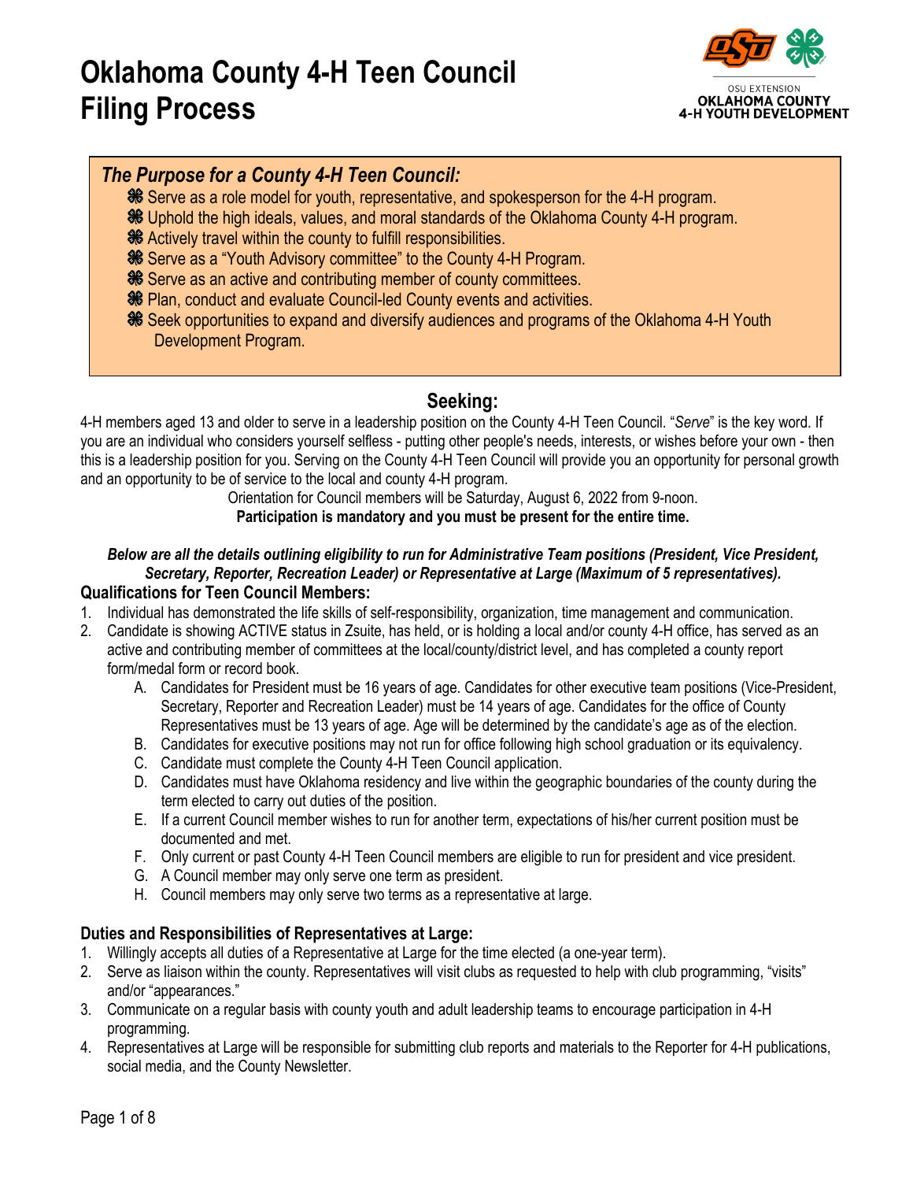# Oklahoma County 4-H Teen Council Filing Process

OSU EXTENSION
OKLAHOMA COUNTY
4-H YOUTH DEVELOPMENT

### *The Purpose for a County 4-H Teen Council:*

- Serve as a role model for youth, representative, and spokesperson for the 4-H program.
- Uphold the high ideals, values, and moral standards of the Oklahoma County 4-H program.
- Actively travel within the county to fulfill responsibilities.
- Serve as a "Youth Advisory committee" to the County 4-H Program.
- Serve as an active and contributing member of county committees.
- Plan, conduct and evaluate Council-led County events and activities.
- Seek opportunities to expand and diversify audiences and programs of the Oklahoma 4-H Youth Development Program.

## Seeking:

4-H members aged 13 and older to serve in a leadership position on the County 4-H Teen Council. "*Serve*" is the key word. If you are an individual who considers yourself selfless - putting other people's needs, interests, or wishes before your own - then this is a leadership position for you. Serving on the County 4-H Teen Council will provide you an opportunity for personal growth and an opportunity to be of service to the local and county 4-H program.

Orientation for Council members will be Saturday, August 6, 2022 from 9-noon.

**Participation is mandatory and you must be present for the entire time.**

***Below are all the details outlining eligibility to run for Administrative Team positions (President, Vice President, Secretary, Reporter, Recreation Leader) or Representative at Large (Maximum of 5 representatives).***

### Qualifications for Teen Council Members:

1. Individual has demonstrated the life skills of self-responsibility, organization, time management and communication.
2. Candidate is showing ACTIVE status in Zsuite, has held, or is holding a local and/or county 4-H office, has served as an active and contributing member of committees at the local/county/district level, and has completed a county report form/medal form or record book.
   A. Candidates for President must be 16 years of age. Candidates for other executive team positions (Vice-President, Secretary, Reporter and Recreation Leader) must be 14 years of age. Candidates for the office of County Representatives must be 13 years of age. Age will be determined by the candidate's age as of the election.
   B. Candidates for executive positions may not run for office following high school graduation or its equivalency.
   C. Candidate must complete the County 4-H Teen Council application.
   D. Candidates must have Oklahoma residency and live within the geographic boundaries of the county during the term elected to carry out duties of the position.
   E. If a current Council member wishes to run for another term, expectations of his/her current position must be documented and met.
   F. Only current or past County 4-H Teen Council members are eligible to run for president and vice president.
   G. A Council member may only serve one term as president.
   H. Council members may only serve two terms as a representative at large.

### Duties and Responsibilities of Representatives at Large:

1. Willingly accepts all duties of a Representative at Large for the time elected (a one-year term).
2. Serve as liaison within the county. Representatives will visit clubs as requested to help with club programming, "visits" and/or "appearances."
3. Communicate on a regular basis with county youth and adult leadership teams to encourage participation in 4-H programming.
4. Representatives at Large will be responsible for submitting club reports and materials to the Reporter for 4-H publications, social media, and the County Newsletter.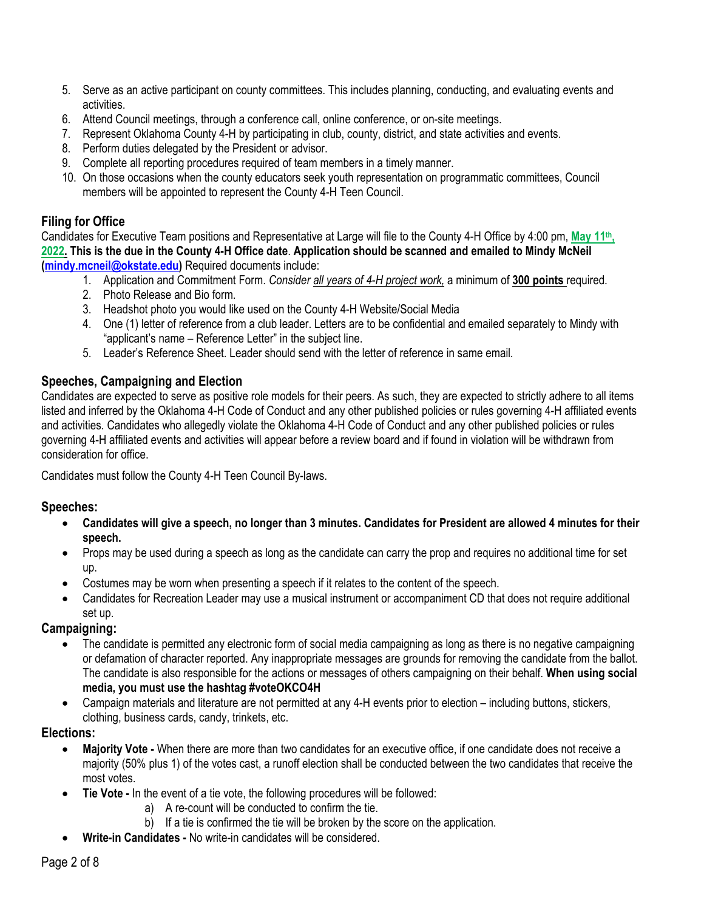5. Serve as an active participant on county committees. This includes planning, conducting, and evaluating events and activities.
6. Attend Council meetings, through a conference call, online conference, or on-site meetings.
7. Represent Oklahoma County 4-H by participating in club, county, district, and state activities and events.
8. Perform duties delegated by the President or advisor.
9. Complete all reporting procedures required of team members in a timely manner.
10. On those occasions when the county educators seek youth representation on programmatic committees, Council members will be appointed to represent the County 4-H Teen Council.

### Filing for Office

Candidates for Executive Team positions and Representative at Large will file to the County 4-H Office by 4:00 pm, **May 11th, 2022. This is the due in the County 4-H Office date**. **Application should be scanned and emailed to Mindy McNeil (mindy.mcneil@okstate.edu)** Required documents include:

1. Application and Commitment Form. *Consider all years of 4-H project work,* a minimum of **300 points** required.
2. Photo Release and Bio form.
3. Headshot photo you would like used on the County 4-H Website/Social Media
4. One (1) letter of reference from a club leader. Letters are to be confidential and emailed separately to Mindy with "applicant's name – Reference Letter" in the subject line.
5. Leader's Reference Sheet. Leader should send with the letter of reference in same email.

### Speeches, Campaigning and Election

Candidates are expected to serve as positive role models for their peers. As such, they are expected to strictly adhere to all items listed and inferred by the Oklahoma 4-H Code of Conduct and any other published policies or rules governing 4-H affiliated events and activities. Candidates who allegedly violate the Oklahoma 4-H Code of Conduct and any other published policies or rules governing 4-H affiliated events and activities will appear before a review board and if found in violation will be withdrawn from consideration for office.

Candidates must follow the County 4-H Teen Council By-laws.

### Speeches:

- **Candidates will give a speech, no longer than 3 minutes. Candidates for President are allowed 4 minutes for their speech.**
- Props may be used during a speech as long as the candidate can carry the prop and requires no additional time for set up.
- Costumes may be worn when presenting a speech if it relates to the content of the speech.
- Candidates for Recreation Leader may use a musical instrument or accompaniment CD that does not require additional set up.

### Campaigning:

- The candidate is permitted any electronic form of social media campaigning as long as there is no negative campaigning or defamation of character reported. Any inappropriate messages are grounds for removing the candidate from the ballot. The candidate is also responsible for the actions or messages of others campaigning on their behalf. **When using social media, you must use the hashtag #voteOKCO4H**
- Campaign materials and literature are not permitted at any 4-H events prior to election – including buttons, stickers, clothing, business cards, candy, trinkets, etc.

### Elections:

- **Majority Vote -** When there are more than two candidates for an executive office, if one candidate does not receive a majority (50% plus 1) of the votes cast, a runoff election shall be conducted between the two candidates that receive the most votes.
- **Tie Vote -** In the event of a tie vote, the following procedures will be followed:
  - a) A re-count will be conducted to confirm the tie.
  - b) If a tie is confirmed the tie will be broken by the score on the application.
- **Write-in Candidates -** No write-in candidates will be considered.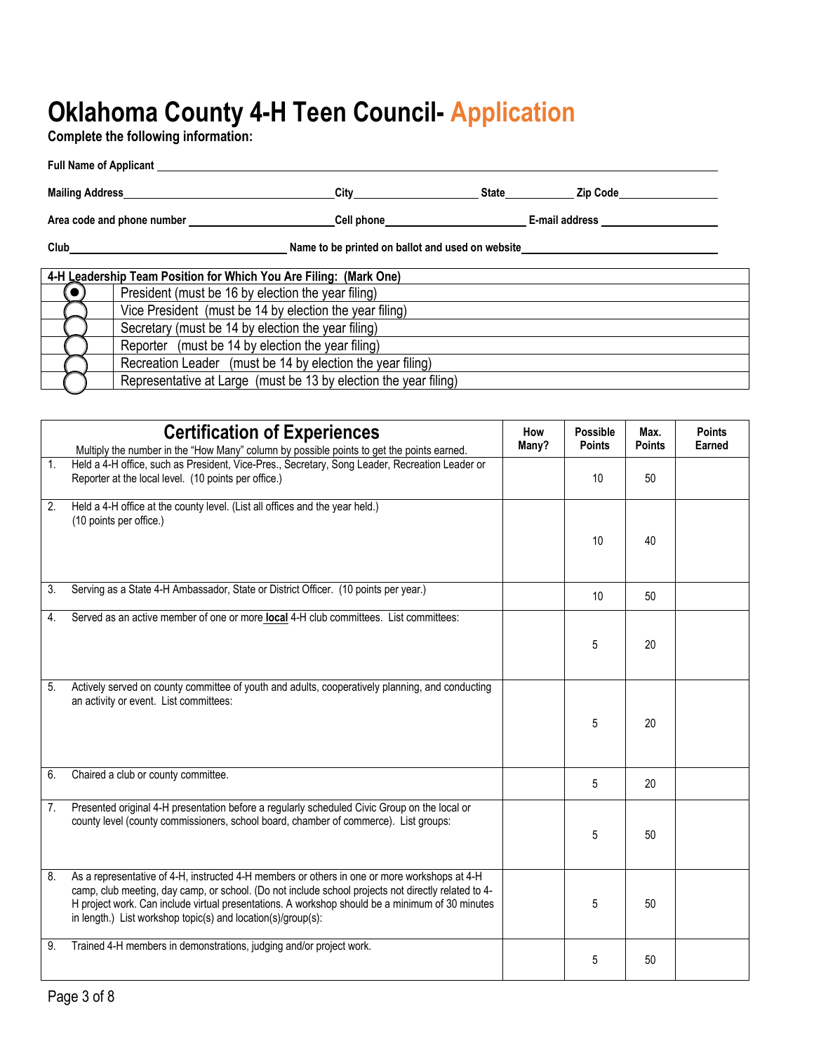# Oklahoma County 4-H Teen Council- Application

**Complete the following information:**

**Full Name of Applicant** ______________________________________________

**Mailing Address** ______________________ **City** ______________ **State** ________ **Zip Code** ____________

**Area code and phone number** ________________ **Cell phone** ________________ **E-mail address** ______________

**Club** ______________________ **Name to be printed on ballot and used on website** ______________________

| 4-H Leadership Team Position for Which You Are Filing: (Mark One) | |
|---|---|
| ● | President (must be 16 by election the year filing) |
| ○ | Vice President (must be 14 by election the year filing) |
| ○ | Secretary (must be 14 by election the year filing) |
| ○ | Reporter (must be 14 by election the year filing) |
| ○ | Recreation Leader (must be 14 by election the year filing) |
| ○ | Representative at Large (must be 13 by election the year filing) |

| **Certification of Experiences**<br>Multiply the number in the "How Many" column by possible points to get the points earned. | How Many? | Possible Points | Max. Points | Points Earned |
|---|---|---|---|---|
| 1. Held a 4-H office, such as President, Vice-Pres., Secretary, Song Leader, Recreation Leader or Reporter at the local level. (10 points per office.) | | 10 | 50 | |
| 2. Held a 4-H office at the county level. (List all offices and the year held.) (10 points per office.) | | 10 | 40 | |
| 3. Serving as a State 4-H Ambassador, State or District Officer. (10 points per year.) | | 10 | 50 | |
| 4. Served as an active member of one or more **local** 4-H club committees. List committees: | | 5 | 20 | |
| 5. Actively served on county committee of youth and adults, cooperatively planning, and conducting an activity or event. List committees: | | 5 | 20 | |
| 6. Chaired a club or county committee. | | 5 | 20 | |
| 7. Presented original 4-H presentation before a regularly scheduled Civic Group on the local or county level (county commissioners, school board, chamber of commerce). List groups: | | 5 | 50 | |
| 8. As a representative of 4-H, instructed 4-H members or others in one or more workshops at 4-H camp, club meeting, day camp, or school. (Do not include school projects not directly related to 4-H project work. Can include virtual presentations. A workshop should be a minimum of 30 minutes in length.) List workshop topic(s) and location(s)/group(s): | | 5 | 50 | |
| 9. Trained 4-H members in demonstrations, judging and/or project work. | | 5 | 50 | |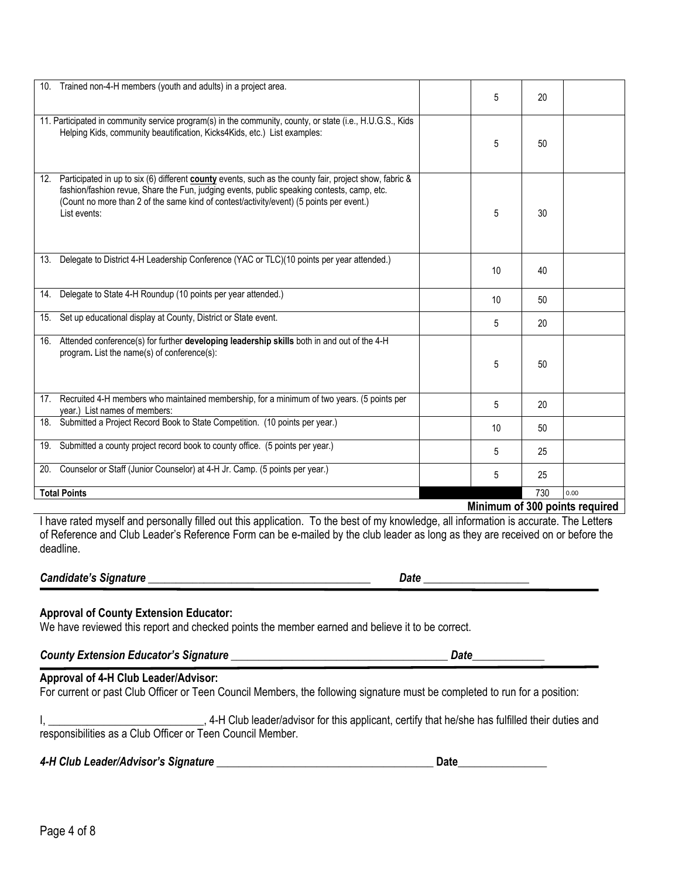| | | | | |
|---|---|---|---|---|
| 10. Trained non-4-H members (youth and adults) in a project area. | | 5 | 20 | |
| 11. Participated in community service program(s) in the community, county, or state (i.e., H.U.G.S., Kids Helping Kids, community beautification, Kicks4Kids, etc.) List examples: | | 5 | 50 | |
| 12. Participated in up to six (6) different **county** events, such as the county fair, project show, fabric & fashion/fashion revue, Share the Fun, judging events, public speaking contests, camp, etc. (Count no more than 2 of the same kind of contest/activity/event) (5 points per event.) List events: | | 5 | 30 | |
| 13. Delegate to District 4-H Leadership Conference (YAC or TLC)(10 points per year attended.) | | 10 | 40 | |
| 14. Delegate to State 4-H Roundup (10 points per year attended.) | | 10 | 50 | |
| 15. Set up educational display at County, District or State event. | | 5 | 20 | |
| 16. Attended conference(s) for further **developing leadership skills** both in and out of the 4-H program. List the name(s) of conference(s): | | 5 | 50 | |
| 17. Recruited 4-H members who maintained membership, for a minimum of two years. (5 points per year.) List names of members: | | 5 | 20 | |
| 18. Submitted a Project Record Book to State Competition. (10 points per year.) | | 10 | 50 | |
| 19. Submitted a county project record book to county office. (5 points per year.) | | 5 | 25 | |
| 20. Counselor or Staff (Junior Counselor) at 4-H Jr. Camp. (5 points per year.) | | 5 | 25 | |
| **Total Points** | | | 730 | 0.00 |

**Minimum of 300 points required**

I have rated myself and personally filled out this application. To the best of my knowledge, all information is accurate. The Letters of Reference and Club Leader's Reference Form can be e-mailed by the club leader as long as they are received on or before the deadline.

***Candidate's Signature*** ________________________________________ ***Date*** __________________

**Approval of County Extension Educator:**

We have reviewed this report and checked points the member earned and believe it to be correct.

***County Extension Educator's Signature*** ________________________________________ ***Date***_____________

**Approval of 4-H Club Leader/Advisor:**

For current or past Club Officer or Teen Council Members, the following signature must be completed to run for a position:

I, ____________________________, 4-H Club leader/advisor for this applicant, certify that he/she has fulfilled their duties and responsibilities as a Club Officer or Teen Council Member.

***4-H Club Leader/Advisor's Signature*** ________________________________________ **Date**________________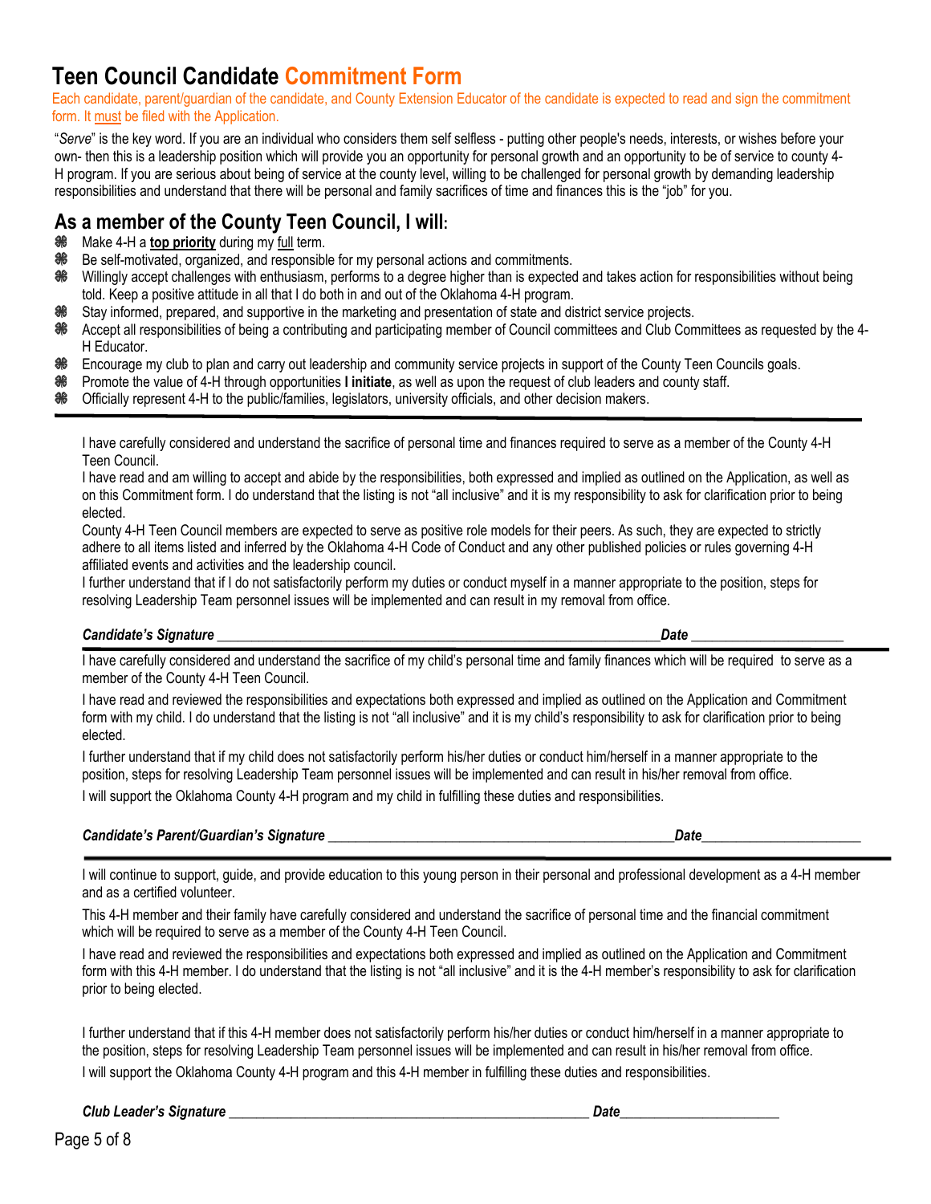# Teen Council Candidate Commitment Form

Each candidate, parent/guardian of the candidate, and County Extension Educator of the candidate is expected to read and sign the commitment form. It must be filed with the Application.

"*Serve*" is the key word. If you are an individual who considers them self selfless - putting other people's needs, interests, or wishes before your own- then this is a leadership position which will provide you an opportunity for personal growth and an opportunity to be of service to county 4-H program. If you are serious about being of service at the county level, willing to be challenged for personal growth by demanding leadership responsibilities and understand that there will be personal and family sacrifices of time and finances this is the "job" for you.

## As a member of the County Teen Council, I will:

- Make 4-H a **top priority** during my full term.
- Be self-motivated, organized, and responsible for my personal actions and commitments.
- Willingly accept challenges with enthusiasm, performs to a degree higher than is expected and takes action for responsibilities without being told. Keep a positive attitude in all that I do both in and out of the Oklahoma 4-H program.
- Stay informed, prepared, and supportive in the marketing and presentation of state and district service projects.
- Accept all responsibilities of being a contributing and participating member of Council committees and Club Committees as requested by the 4-H Educator.
- Encourage my club to plan and carry out leadership and community service projects in support of the County Teen Councils goals.
- Promote the value of 4-H through opportunities **I initiate**, as well as upon the request of club leaders and county staff.
- Officially represent 4-H to the public/families, legislators, university officials, and other decision makers.

---

I have carefully considered and understand the sacrifice of personal time and finances required to serve as a member of the County 4-H Teen Council.

I have read and am willing to accept and abide by the responsibilities, both expressed and implied as outlined on the Application, as well as on this Commitment form. I do understand that the listing is not "all inclusive" and it is my responsibility to ask for clarification prior to being elected.

County 4-H Teen Council members are expected to serve as positive role models for their peers. As such, they are expected to strictly adhere to all items listed and inferred by the Oklahoma 4-H Code of Conduct and any other published policies or rules governing 4-H affiliated events and activities and the leadership council.

I further understand that if I do not satisfactorily perform my duties or conduct myself in a manner appropriate to the position, steps for resolving Leadership Team personnel issues will be implemented and can result in my removal from office.

***Candidate's Signature*** ______________________________________________ ***Date*** ____________________

---

I have carefully considered and understand the sacrifice of my child's personal time and family finances which will be required to serve as a member of the County 4-H Teen Council.

I have read and reviewed the responsibilities and expectations both expressed and implied as outlined on the Application and Commitment form with my child. I do understand that the listing is not "all inclusive" and it is my child's responsibility to ask for clarification prior to being elected.

I further understand that if my child does not satisfactorily perform his/her duties or conduct him/herself in a manner appropriate to the position, steps for resolving Leadership Team personnel issues will be implemented and can result in his/her removal from office.

I will support the Oklahoma County 4-H program and my child in fulfilling these duties and responsibilities.

***Candidate's Parent/Guardian's Signature*** ______________________________________ ***Date*** ____________________

---

I will continue to support, guide, and provide education to this young person in their personal and professional development as a 4-H member and as a certified volunteer.

This 4-H member and their family have carefully considered and understand the sacrifice of personal time and the financial commitment which will be required to serve as a member of the County 4-H Teen Council.

I have read and reviewed the responsibilities and expectations both expressed and implied as outlined on the Application and Commitment form with this 4-H member. I do understand that the listing is not "all inclusive" and it is the 4-H member's responsibility to ask for clarification prior to being elected.

I further understand that if this 4-H member does not satisfactorily perform his/her duties or conduct him/herself in a manner appropriate to the position, steps for resolving Leadership Team personnel issues will be implemented and can result in his/her removal from office.

I will support the Oklahoma County 4-H program and this 4-H member in fulfilling these duties and responsibilities.

***Club Leader's Signature*** ______________________________________________ ***Date*** ____________________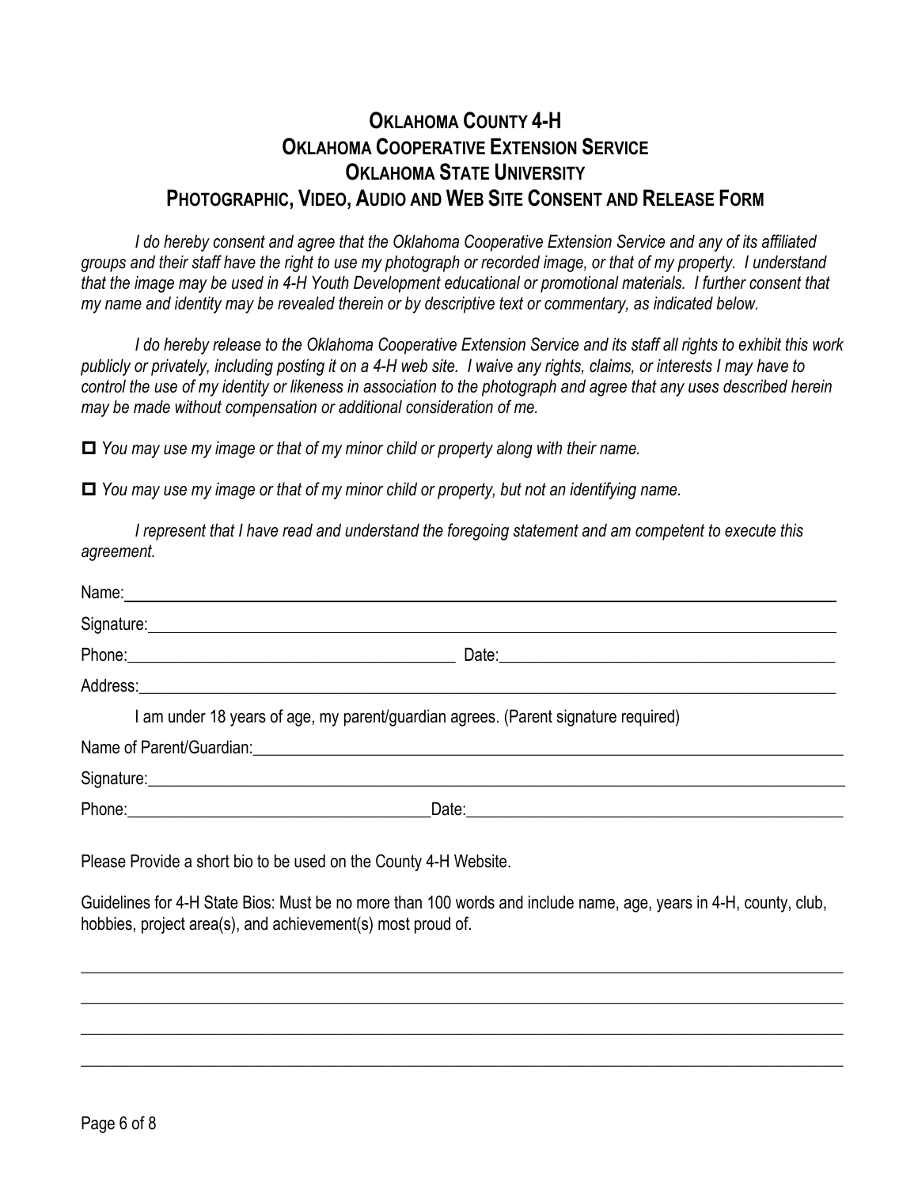# OKLAHOMA COUNTY 4-H
# OKLAHOMA COOPERATIVE EXTENSION SERVICE
# OKLAHOMA STATE UNIVERSITY
# PHOTOGRAPHIC, VIDEO, AUDIO AND WEB SITE CONSENT AND RELEASE FORM

*I do hereby consent and agree that the Oklahoma Cooperative Extension Service and any of its affiliated groups and their staff have the right to use my photograph or recorded image, or that of my property. I understand that the image may be used in 4-H Youth Development educational or promotional materials. I further consent that my name and identity may be revealed therein or by descriptive text or commentary, as indicated below.*

*I do hereby release to the Oklahoma Cooperative Extension Service and its staff all rights to exhibit this work publicly or privately, including posting it on a 4-H web site. I waive any rights, claims, or interests I may have to control the use of my identity or likeness in association to the photograph and agree that any uses described herein may be made without compensation or additional consideration of me.*

☐ *You may use my image or that of my minor child or property along with their name.*

☐ *You may use my image or that of my minor child or property, but not an identifying name.*

*I represent that I have read and understand the foregoing statement and am competent to execute this agreement.*

Name: ____________________________________________

Signature: ____________________________________________

Phone: ______________________ Date: ______________________

Address: ____________________________________________

I am under 18 years of age, my parent/guardian agrees. (Parent signature required)

Name of Parent/Guardian: ____________________________________________

Signature: ____________________________________________

Phone: ______________________ Date: ______________________

Please Provide a short bio to be used on the County 4-H Website.

Guidelines for 4-H State Bios: Must be no more than 100 words and include name, age, years in 4-H, county, club, hobbies, project area(s), and achievement(s) most proud of.

____________________________________________

____________________________________________

____________________________________________

____________________________________________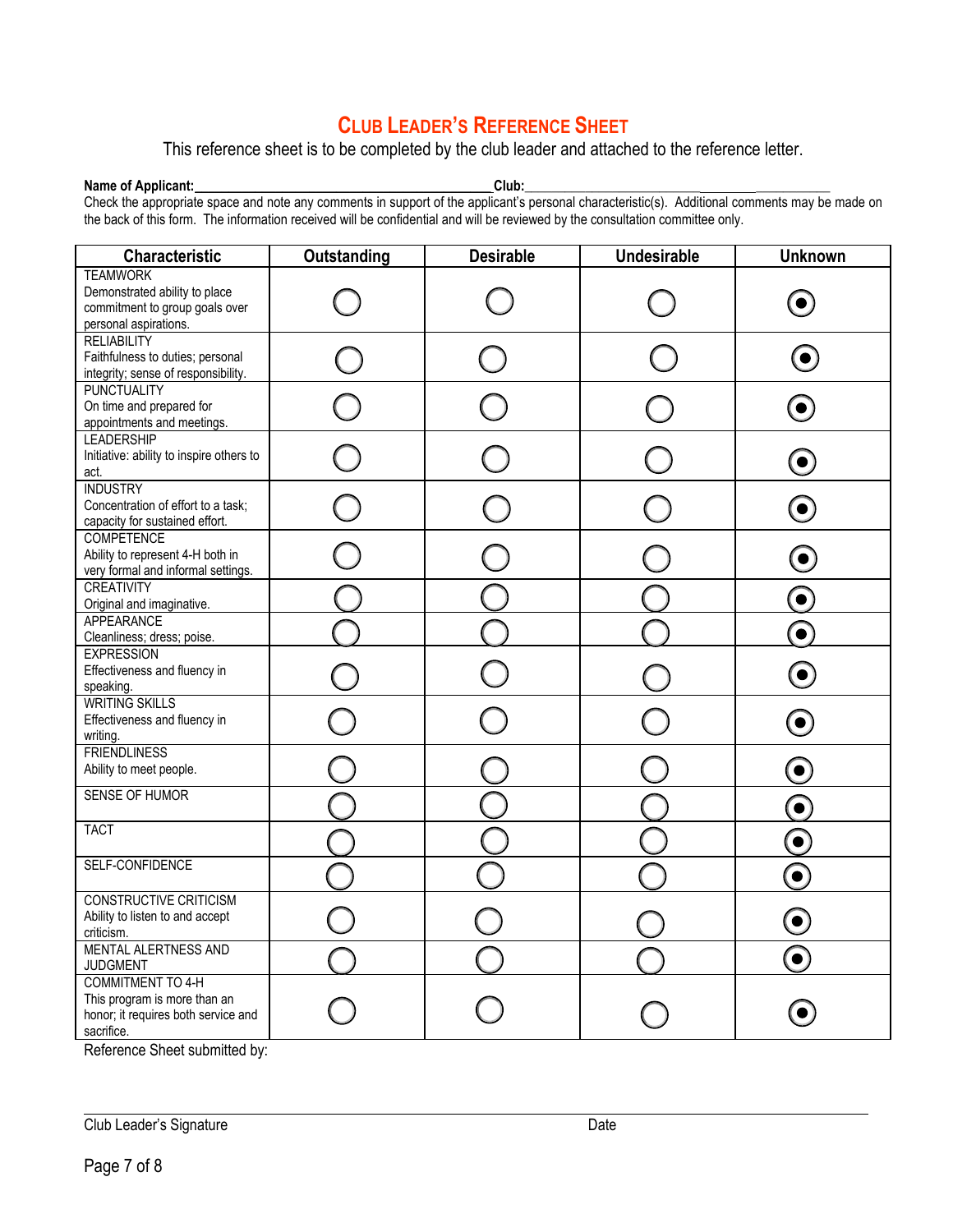# Club Leader's Reference Sheet

This reference sheet is to be completed by the club leader and attached to the reference letter.

**Name of Applicant:**\_\_\_\_\_\_\_\_\_\_\_\_\_\_\_\_\_\_\_\_\_\_\_\_\_\_\_\_\_\_\_\_\_\_\_\_\_\_\_\_**Club:**\_\_\_\_\_\_\_\_\_\_\_\_\_\_\_\_\_\_\_\_\_\_\_\_\_\_\_\_\_\_\_\_\_\_

Check the appropriate space and note any comments in support of the applicant's personal characteristic(s). Additional comments may be made on the back of this form. The information received will be confidential and will be reviewed by the consultation committee only.

| Characteristic | Outstanding | Desirable | Undesirable | Unknown |
|---|---|---|---|---|
| TEAMWORK<br>Demonstrated ability to place commitment to group goals over personal aspirations. | ○ | ○ | ○ | ◉ |
| RELIABILITY<br>Faithfulness to duties; personal integrity; sense of responsibility. | ○ | ○ | ○ | ◉ |
| PUNCTUALITY<br>On time and prepared for appointments and meetings. | ○ | ○ | ○ | ◉ |
| LEADERSHIP<br>Initiative: ability to inspire others to act. | ○ | ○ | ○ | ◉ |
| INDUSTRY<br>Concentration of effort to a task; capacity for sustained effort. | ○ | ○ | ○ | ◉ |
| COMPETENCE<br>Ability to represent 4-H both in very formal and informal settings. | ○ | ○ | ○ | ◉ |
| CREATIVITY<br>Original and imaginative. | ○ | ○ | ○ | ◉ |
| APPEARANCE<br>Cleanliness; dress; poise. | ○ | ○ | ○ | ◉ |
| EXPRESSION<br>Effectiveness and fluency in speaking. | ○ | ○ | ○ | ◉ |
| WRITING SKILLS<br>Effectiveness and fluency in writing. | ○ | ○ | ○ | ◉ |
| FRIENDLINESS<br>Ability to meet people. | ○ | ○ | ○ | ◉ |
| SENSE OF HUMOR | ○ | ○ | ○ | ◉ |
| TACT | ○ | ○ | ○ | ◉ |
| SELF-CONFIDENCE | ○ | ○ | ○ | ◉ |
| CONSTRUCTIVE CRITICISM<br>Ability to listen to and accept criticism. | ○ | ○ | ○ | ◉ |
| MENTAL ALERTNESS AND JUDGMENT | ○ | ○ | ○ | ◉ |
| COMMITMENT TO 4-H<br>This program is more than an honor; it requires both service and sacrifice. | ○ | ○ | ○ | ◉ |

Reference Sheet submitted by:

\_\_\_\_\_\_\_\_\_\_\_\_\_\_\_\_\_\_\_\_\_\_\_\_\_\_\_\_\_\_\_\_\_\_\_\_\_\_\_\_\_\_\_\_\_\_\_\_\_\_\_\_\_\_\_\_\_\_\_\_\_\_\_\_\_\_\_\_\_\_\_\_

Club Leader's Signature　　　　　　　　　　　　　　　　　　Date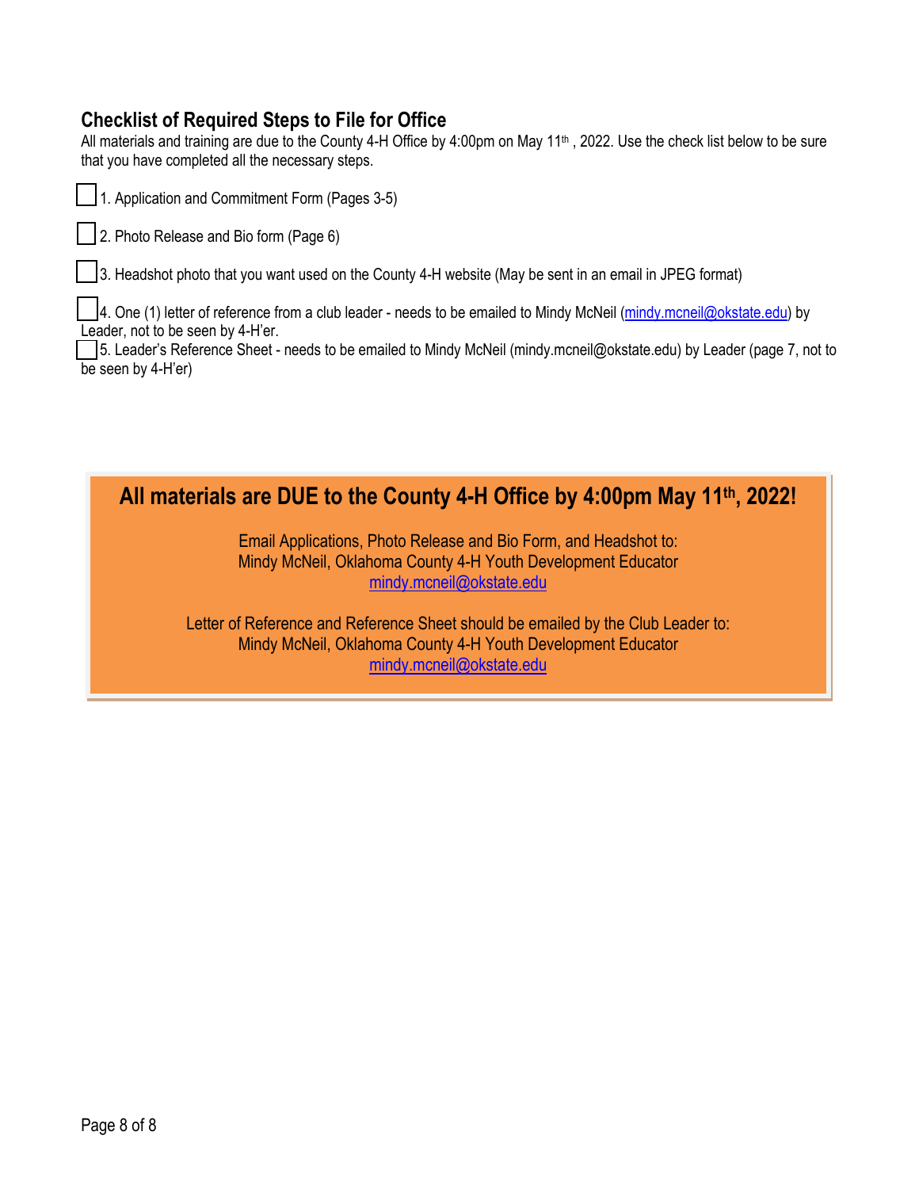## Checklist of Required Steps to File for Office

All materials and training are due to the County 4-H Office by 4:00pm on May 11th , 2022. Use the check list below to be sure that you have completed all the necessary steps.

☐ 1. Application and Commitment Form (Pages 3-5)

☐ 2. Photo Release and Bio form (Page 6)

☐ 3. Headshot photo that you want used on the County 4-H website (May be sent in an email in JPEG format)

☐ 4. One (1) letter of reference from a club leader - needs to be emailed to Mindy McNeil (mindy.mcneil@okstate.edu) by Leader, not to be seen by 4-H'er.

☐ 5. Leader's Reference Sheet - needs to be emailed to Mindy McNeil (mindy.mcneil@okstate.edu) by Leader (page 7, not to be seen by 4-H'er)

### All materials are DUE to the County 4-H Office by 4:00pm May 11th, 2022!

Email Applications, Photo Release and Bio Form, and Headshot to:
Mindy McNeil, Oklahoma County 4-H Youth Development Educator
mindy.mcneil@okstate.edu

Letter of Reference and Reference Sheet should be emailed by the Club Leader to:
Mindy McNeil, Oklahoma County 4-H Youth Development Educator
mindy.mcneil@okstate.edu